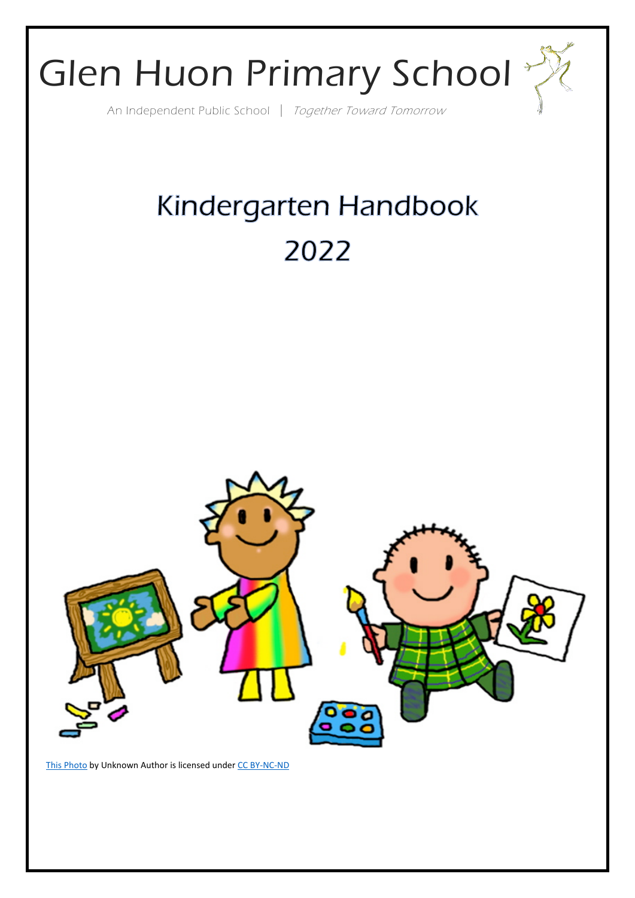# Glen Huon Primary School

An Independent Public School | *Together Toward Tomorrow*

## Kindergarten Handbook 2022

This Photo by Unknown Author is licensed under CC BY-NC-ND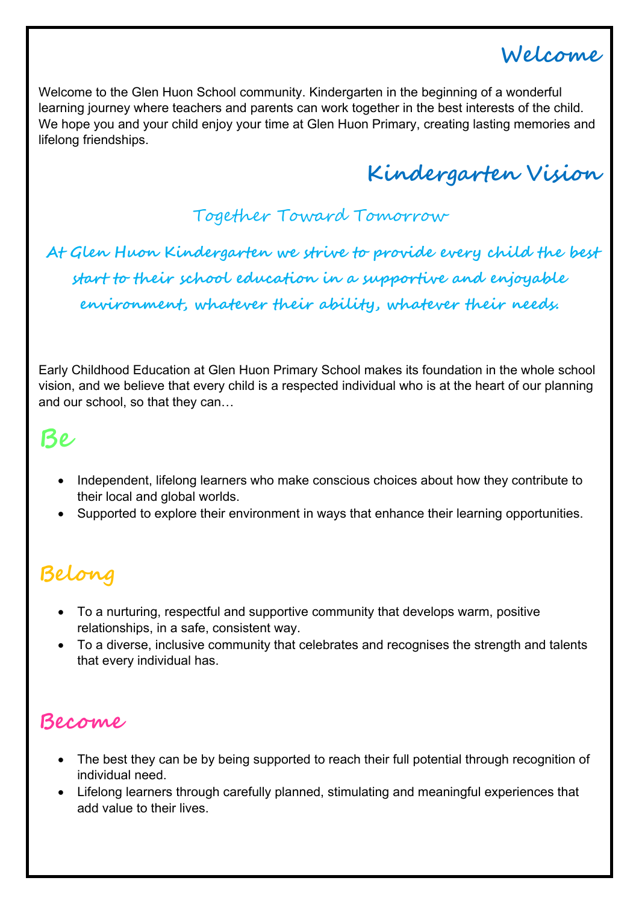## Welcome

Welcome to the Glen Huon School community. Kindergarten in the beginning of a wonderful learning journey where teachers and parents can work together in the best interests of the child. We hope you and your child enjoy your time at Glen Huon Primary, creating lasting memories and lifelong friendships.

## Kindergarten Vision

### Together Toward Tomorrow

**At Glen Huon Kindergarten we strive to provide every child the best start to their school education in a supportive and enjoyable environment, whatever their ability, whatever their needs.**

Early Childhood Education at Glen Huon Primary School makes its foundation in the whole school vision, and we believe that every child is a respected individual who is at the heart of our planning and our school, so that they can…

## Be

- Independent, lifelong learners who make conscious choices about how they contribute to their local and global worlds.
- Supported to explore their environment in ways that enhance their learning opportunities.

## Belong

- To a nurturing, respectful and supportive community that develops warm, positive relationships, in a safe, consistent way.
- To a diverse, inclusive community that celebrates and recognises the strength and talents that every individual has.

## Become

- The best they can be by being supported to reach their full potential through recognition of individual need.
- Lifelong learners through carefully planned, stimulating and meaningful experiences that add value to their lives.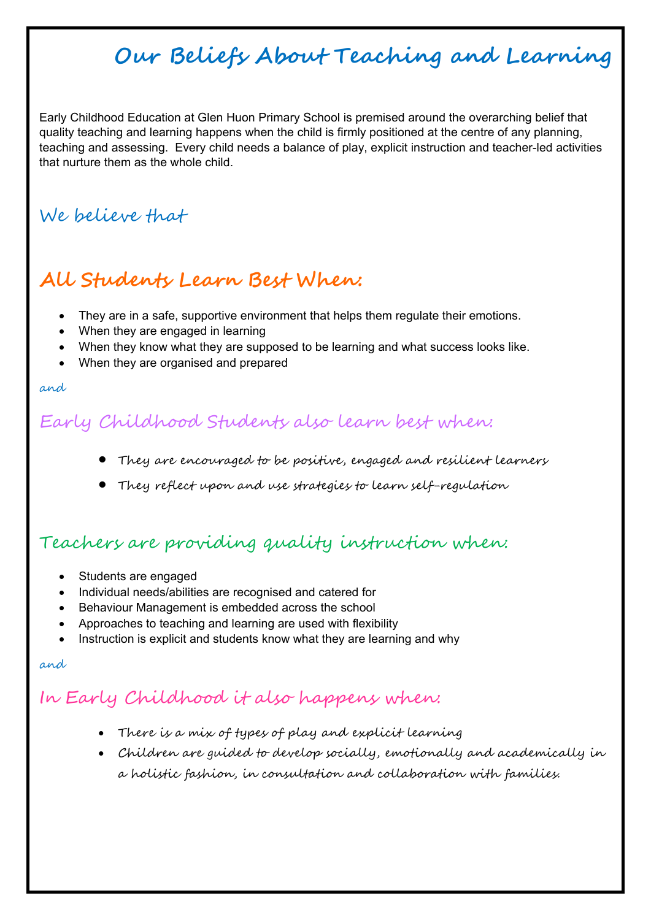# Our Beliefs About Teaching and Learning

Early Childhood Education at Glen Huon Primary School is premised around the overarching belief that quality teaching and learning happens when the child is firmly positioned at the centre of any planning, teaching and assessing. Every child needs a balance of play, explicit instruction and teacher-led activities that nurture them as the whole child.

## We believe that

## All Students Learn Best When:

- They are in a safe, supportive environment that helps them regulate their emotions.
- When they are engaged in learning
- When they know what they are supposed to be learning and what success looks like.
- When they are organised and prepared

and

## Early Childhood Students also learn best when:

- They are encouraged to be positive, engaged and resilient learners
- They reflect upon and use strategies to learn self-regulation

## Teachers are providing quality instruction when:

- Students are engaged
- Individual needs/abilities are recognised and catered for
- Behaviour Management is embedded across the school
- Approaches to teaching and learning are used with flexibility
- Instruction is explicit and students know what they are learning and why

and

## In Early Childhood it also happens when:

- There is a mix of types of play and explicit learning
- Children are guided to develop socially, emotionally and academically in a holistic fashion, in consultation and collaboration with families.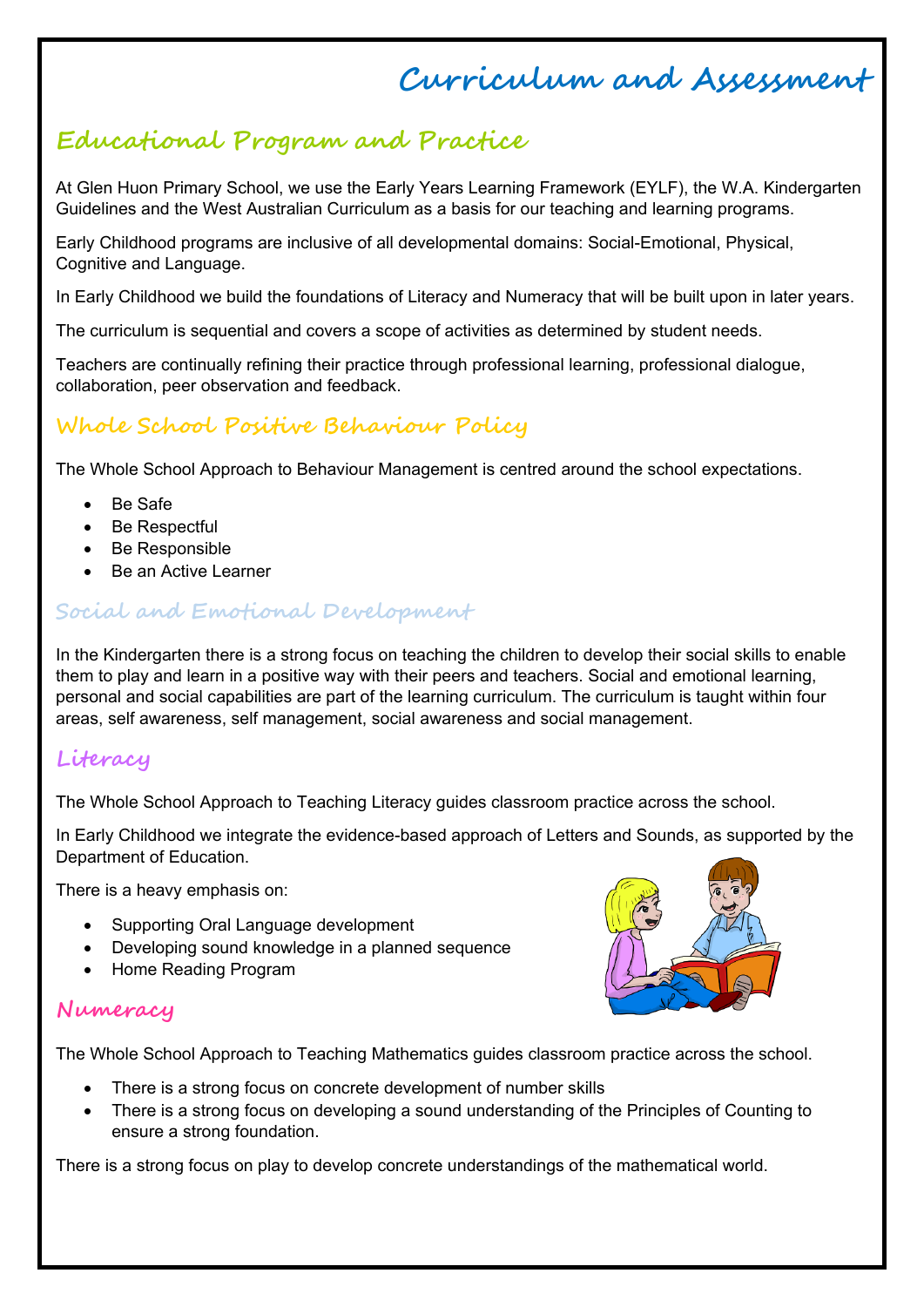# Curriculum and Assessment

## Educational Program and Practice

At Glen Huon Primary School, we use the Early Years Learning Framework (EYLF), the W.A. Kindergarten Guidelines and the West Australian Curriculum as a basis for our teaching and learning programs.

Early Childhood programs are inclusive of all developmental domains: Social-Emotional, Physical, Cognitive and Language.

In Early Childhood we build the foundations of Literacy and Numeracy that will be built upon in later years.

The curriculum is sequential and covers a scope of activities as determined by student needs.

Teachers are continually refining their practice through professional learning, professional dialogue, collaboration, peer observation and feedback.

## Whole School Positive Behaviour Policy

The Whole School Approach to Behaviour Management is centred around the school expectations.

- Be Safe
- Be Respectful
- Be Responsible
- Be an Active Learner

## Social and Emotional Development

In the Kindergarten there is a strong focus on teaching the children to develop their social skills to enable them to play and learn in a positive way with their peers and teachers. Social and emotional learning, personal and social capabilities are part of the learning curriculum. The curriculum is taught within four areas, self awareness, self management, social awareness and social management.

## Literacy

The Whole School Approach to Teaching Literacy guides classroom practice across the school.

In Early Childhood we integrate the evidence-based approach of Letters and Sounds, as supported by the Department of Education.

There is a heavy emphasis on:

- Supporting Oral Language development
- Developing sound knowledge in a planned sequence
- Home Reading Program

## Numeracy

The Whole School Approach to Teaching Mathematics guides classroom practice across the school.

- There is a strong focus on concrete development of number skills
- There is a strong focus on developing a sound understanding of the Principles of Counting to ensure a strong foundation.

There is a strong focus on play to develop concrete understandings of the mathematical world.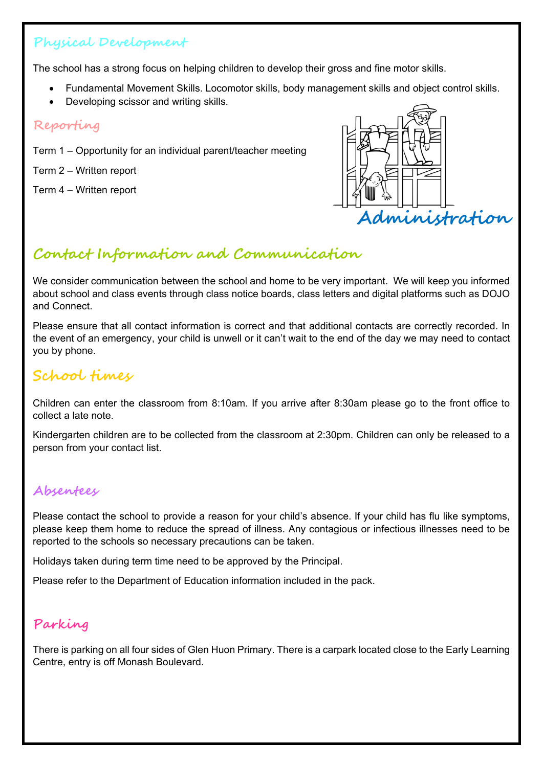## Physical Development

The school has a strong focus on helping children to develop their gross and fine motor skills.

- Fundamental Movement Skills. Locomotor skills, body management skills and object control skills.
- Developing scissor and writing skills.

## Reporting

Term 1 – Opportunity for an individual parent/teacher meeting

Term 2 – Written report

Term 4 – Written report

# Administration

## Contact Information and Communication

We consider communication between the school and home to be very important. We will keep you informed about school and class events through class notice boards, class letters and digital platforms such as DOJO and Connect.

Please ensure that all contact information is correct and that additional contacts are correctly recorded. In the event of an emergency, your child is unwell or it can't wait to the end of the day we may need to contact you by phone.

## School times

Children can enter the classroom from 8:10am. If you arrive after 8:30am please go to the front office to collect a late note.

Kindergarten children are to be collected from the classroom at 2:30pm. Children can only be released to a person from your contact list.

## Absentees

Please contact the school to provide a reason for your child's absence. If your child has flu like symptoms, please keep them home to reduce the spread of illness. Any contagious or infectious illnesses need to be reported to the schools so necessary precautions can be taken.

Holidays taken during term time need to be approved by the Principal.

Please refer to the Department of Education information included in the pack.

## Parking

There is parking on all four sides of Glen Huon Primary. There is a carpark located close to the Early Learning Centre, entry is off Monash Boulevard.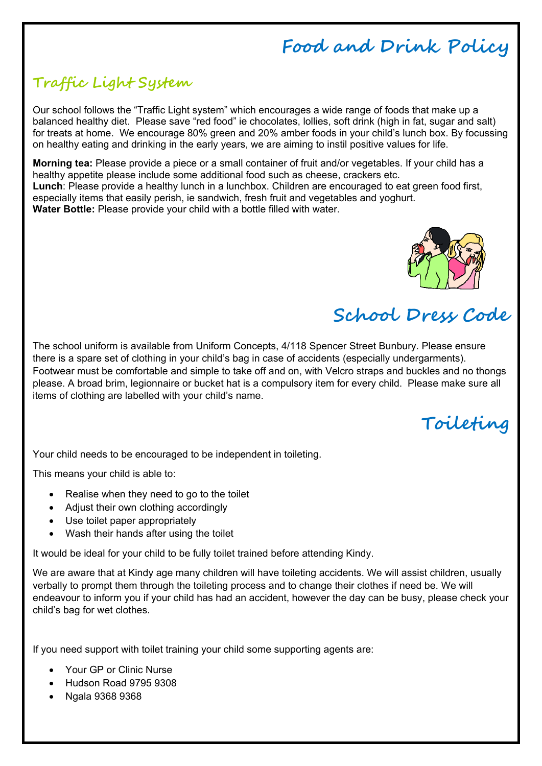# Food and Drink Policy

## Traffic Light System

Our school follows the "Traffic Light system" which encourages a wide range of foods that make up a balanced healthy diet. Please save "red food" ie chocolates, lollies, soft drink (high in fat, sugar and salt) for treats at home. We encourage 80% green and 20% amber foods in your child's lunch box. By focussing on healthy eating and drinking in the early years, we are aiming to instil positive values for life.

**Morning tea:** Please provide a piece or a small container of fruit and/or vegetables. If your child has a healthy appetite please include some additional food such as cheese, crackers etc.
**Lunch**: Please provide a healthy lunch in a lunchbox. Children are encouraged to eat green food first, especially items that easily perish, ie sandwich, fresh fruit and vegetables and yoghurt.
**Water Bottle:** Please provide your child with a bottle filled with water.

# School Dress Code

The school uniform is available from Uniform Concepts, 4/118 Spencer Street Bunbury. Please ensure there is a spare set of clothing in your child's bag in case of accidents (especially undergarments). Footwear must be comfortable and simple to take off and on, with Velcro straps and buckles and no thongs please. A broad brim, legionnaire or bucket hat is a compulsory item for every child. Please make sure all items of clothing are labelled with your child's name.

# Toileting

Your child needs to be encouraged to be independent in toileting.

This means your child is able to:

- Realise when they need to go to the toilet
- Adjust their own clothing accordingly
- Use toilet paper appropriately
- Wash their hands after using the toilet

It would be ideal for your child to be fully toilet trained before attending Kindy.

We are aware that at Kindy age many children will have toileting accidents. We will assist children, usually verbally to prompt them through the toileting process and to change their clothes if need be. We will endeavour to inform you if your child has had an accident, however the day can be busy, please check your child's bag for wet clothes.

If you need support with toilet training your child some supporting agents are:

- Your GP or Clinic Nurse
- Hudson Road 9795 9308
- Ngala 9368 9368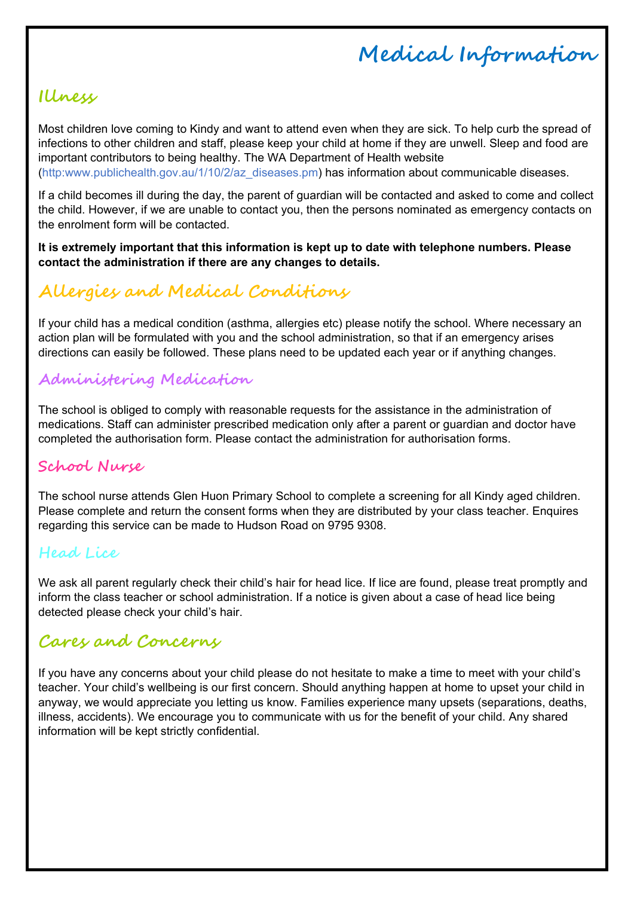# Medical Information

## Illness

Most children love coming to Kindy and want to attend even when they are sick. To help curb the spread of infections to other children and staff, please keep your child at home if they are unwell. Sleep and food are important contributors to being healthy. The WA Department of Health website (http:www.publichealth.gov.au/1/10/2/az_diseases.pm) has information about communicable diseases.

If a child becomes ill during the day, the parent of guardian will be contacted and asked to come and collect the child. However, if we are unable to contact you, then the persons nominated as emergency contacts on the enrolment form will be contacted.

**It is extremely important that this information is kept up to date with telephone numbers. Please contact the administration if there are any changes to details.**

## Allergies and Medical Conditions

If your child has a medical condition (asthma, allergies etc) please notify the school. Where necessary an action plan will be formulated with you and the school administration, so that if an emergency arises directions can easily be followed. These plans need to be updated each year or if anything changes.

### Administering Medication

The school is obliged to comply with reasonable requests for the assistance in the administration of medications. Staff can administer prescribed medication only after a parent or guardian and doctor have completed the authorisation form. Please contact the administration for authorisation forms.

### School Nurse

The school nurse attends Glen Huon Primary School to complete a screening for all Kindy aged children. Please complete and return the consent forms when they are distributed by your class teacher. Enquires regarding this service can be made to Hudson Road on 9795 9308.

### Head Lice

We ask all parent regularly check their child's hair for head lice. If lice are found, please treat promptly and inform the class teacher or school administration. If a notice is given about a case of head lice being detected please check your child's hair.

## Cares and Concerns

If you have any concerns about your child please do not hesitate to make a time to meet with your child's teacher. Your child's wellbeing is our first concern. Should anything happen at home to upset your child in anyway, we would appreciate you letting us know. Families experience many upsets (separations, deaths, illness, accidents). We encourage you to communicate with us for the benefit of your child. Any shared information will be kept strictly confidential.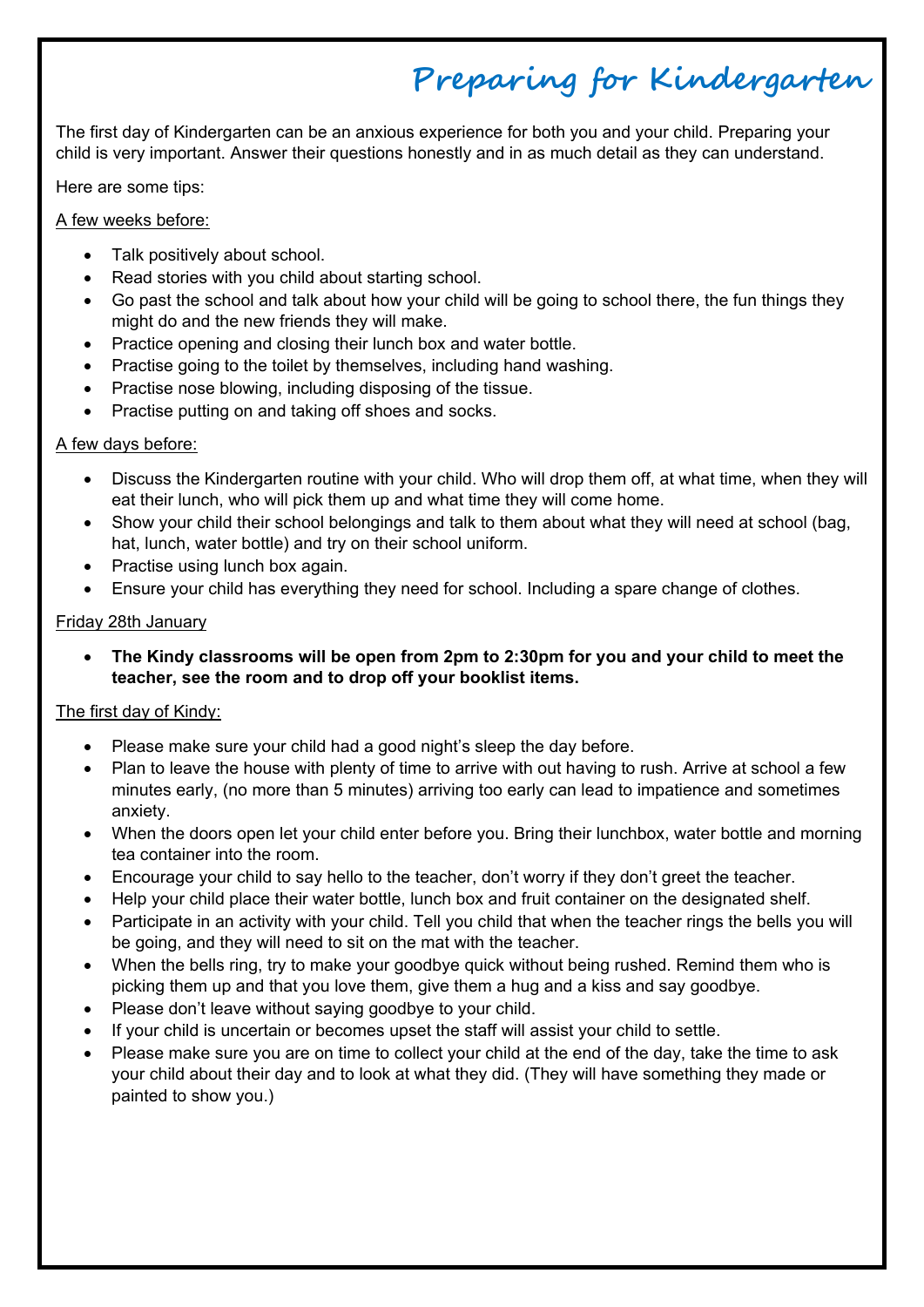# Preparing for Kindergarten

The first day of Kindergarten can be an anxious experience for both you and your child. Preparing your child is very important. Answer their questions honestly and in as much detail as they can understand.

Here are some tips:

A few weeks before:

- Talk positively about school.
- Read stories with you child about starting school.
- Go past the school and talk about how your child will be going to school there, the fun things they might do and the new friends they will make.
- Practice opening and closing their lunch box and water bottle.
- Practise going to the toilet by themselves, including hand washing.
- Practise nose blowing, including disposing of the tissue.
- Practise putting on and taking off shoes and socks.

A few days before:

- Discuss the Kindergarten routine with your child. Who will drop them off, at what time, when they will eat their lunch, who will pick them up and what time they will come home.
- Show your child their school belongings and talk to them about what they will need at school (bag, hat, lunch, water bottle) and try on their school uniform.
- Practise using lunch box again.
- Ensure your child has everything they need for school. Including a spare change of clothes.

Friday 28th January

- **The Kindy classrooms will be open from 2pm to 2:30pm for you and your child to meet the teacher, see the room and to drop off your booklist items.**

The first day of Kindy:

- Please make sure your child had a good night's sleep the day before.
- Plan to leave the house with plenty of time to arrive with out having to rush. Arrive at school a few minutes early, (no more than 5 minutes) arriving too early can lead to impatience and sometimes anxiety.
- When the doors open let your child enter before you. Bring their lunchbox, water bottle and morning tea container into the room.
- Encourage your child to say hello to the teacher, don't worry if they don't greet the teacher.
- Help your child place their water bottle, lunch box and fruit container on the designated shelf.
- Participate in an activity with your child. Tell you child that when the teacher rings the bells you will be going, and they will need to sit on the mat with the teacher.
- When the bells ring, try to make your goodbye quick without being rushed. Remind them who is picking them up and that you love them, give them a hug and a kiss and say goodbye.
- Please don't leave without saying goodbye to your child.
- If your child is uncertain or becomes upset the staff will assist your child to settle.
- Please make sure you are on time to collect your child at the end of the day, take the time to ask your child about their day and to look at what they did. (They will have something they made or painted to show you.)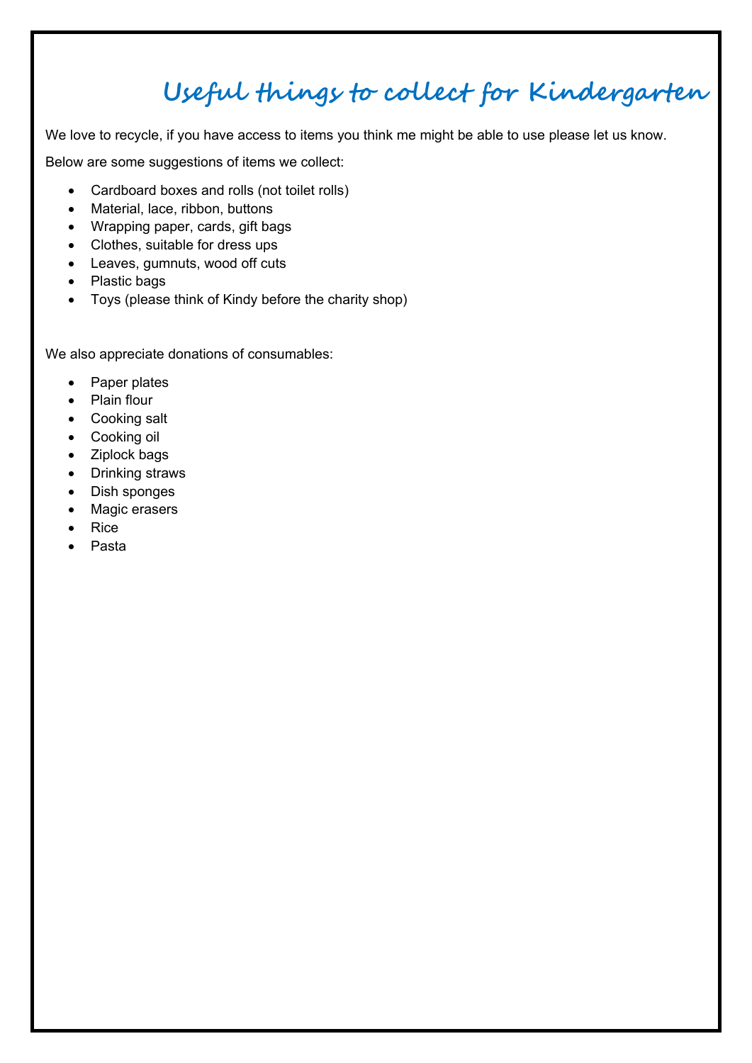# Useful things to collect for Kindergarten

We love to recycle, if you have access to items you think me might be able to use please let us know.

Below are some suggestions of items we collect:

- Cardboard boxes and rolls (not toilet rolls)
- Material, lace, ribbon, buttons
- Wrapping paper, cards, gift bags
- Clothes, suitable for dress ups
- Leaves, gumnuts, wood off cuts
- Plastic bags
- Toys (please think of Kindy before the charity shop)

We also appreciate donations of consumables:

- Paper plates
- Plain flour
- Cooking salt
- Cooking oil
- Ziplock bags
- Drinking straws
- Dish sponges
- Magic erasers
- Rice
- Pasta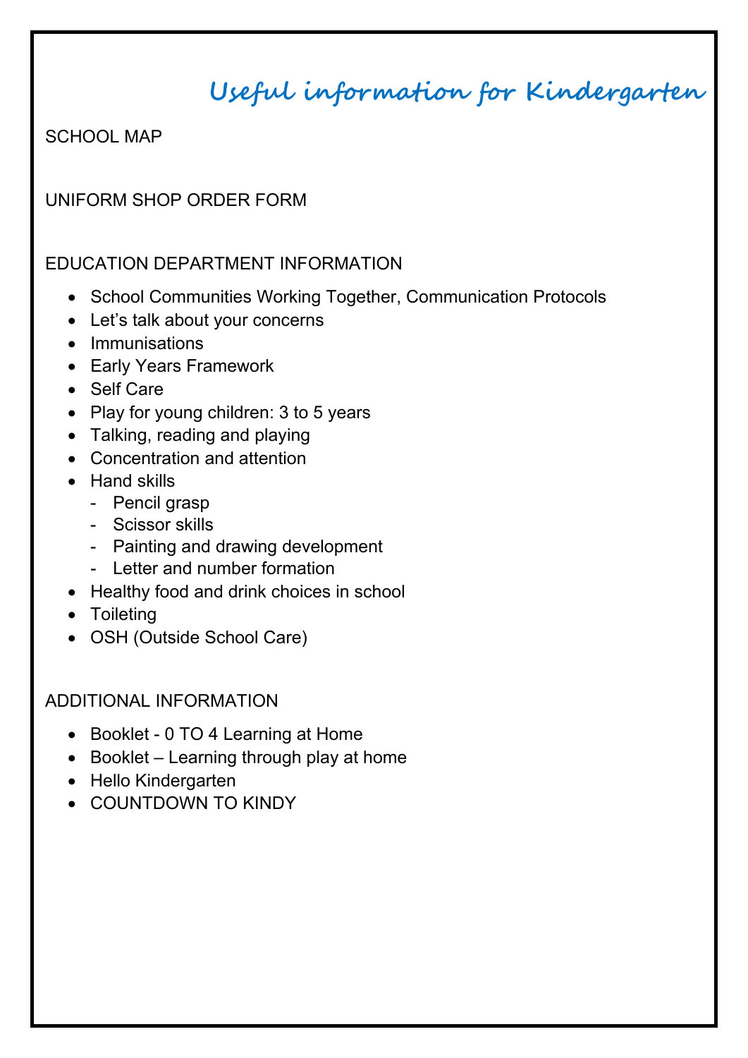# Useful information for Kindergarten

SCHOOL MAP

UNIFORM SHOP ORDER FORM

EDUCATION DEPARTMENT INFORMATION

- School Communities Working Together, Communication Protocols
- Let's talk about your concerns
- Immunisations
- Early Years Framework
- Self Care
- Play for young children: 3 to 5 years
- Talking, reading and playing
- Concentration and attention
- Hand skills
  - Pencil grasp
  - Scissor skills
  - Painting and drawing development
  - Letter and number formation
- Healthy food and drink choices in school
- Toileting
- OSH (Outside School Care)

ADDITIONAL INFORMATION

- Booklet - 0 TO 4 Learning at Home
- Booklet – Learning through play at home
- Hello Kindergarten
- COUNTDOWN TO KINDY